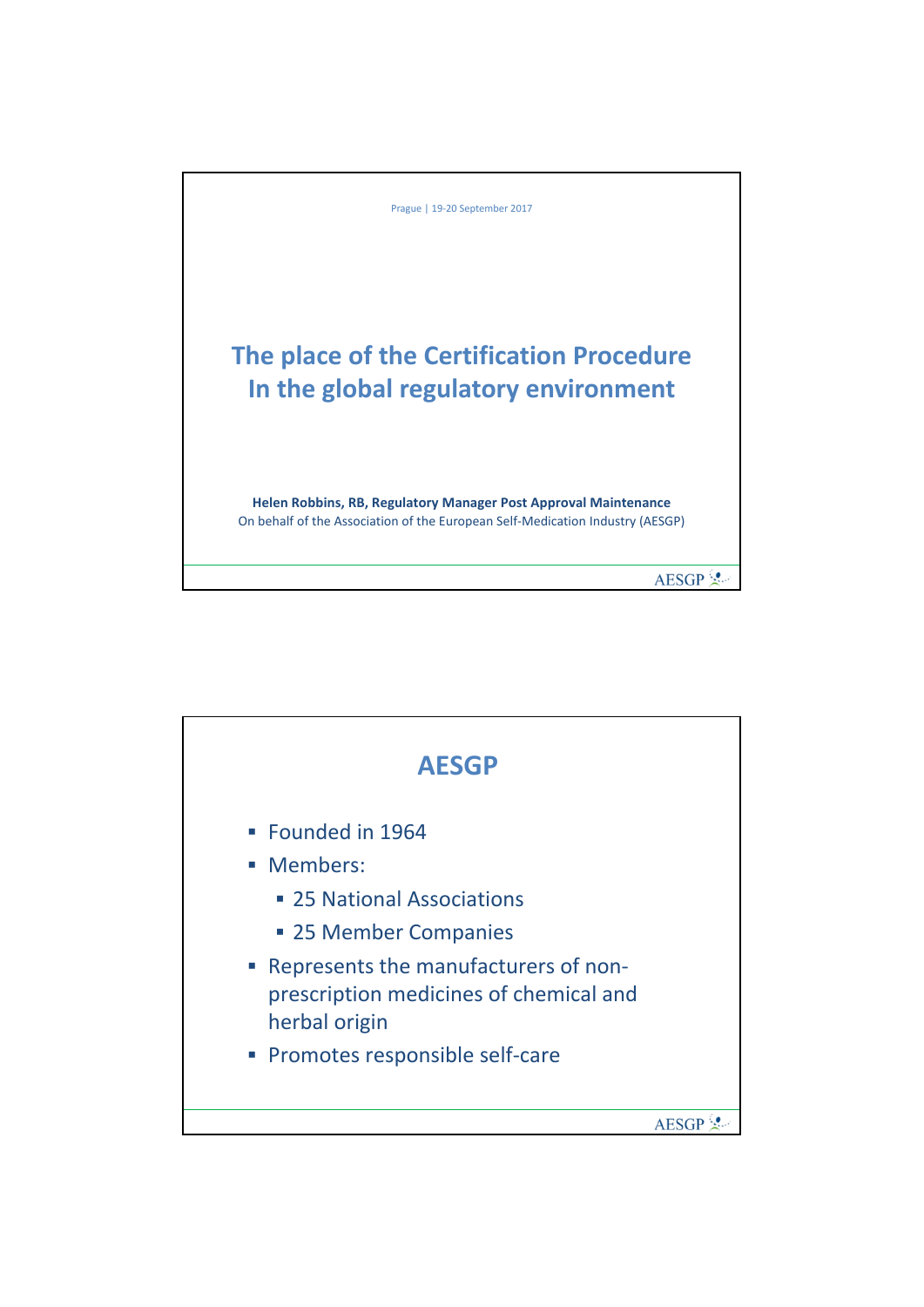Prague | 19-20 September 2017

# The place of the Certification Procedure In the global regulatory environment

**Helen Robbins, RB, Regulatory Manager Post Approval Maintenance**

On behalf of the Association of the European Self-Medication Industry (AESGP)

## AESGP

- Founded in 1964
- Members:
  - 25 National Associations
  - 25 Member Companies
- Represents the manufacturers of non-prescription medicines of chemical and herbal origin
- Promotes responsible self-care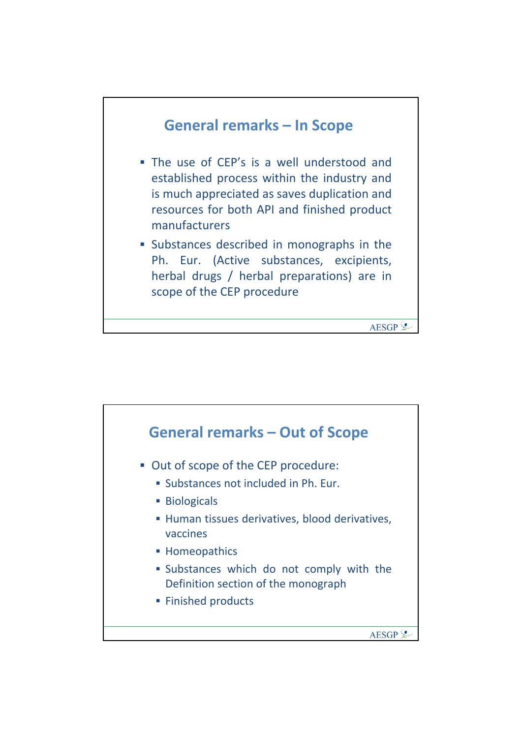## General remarks – In Scope

- The use of CEP's is a well understood and established process within the industry and is much appreciated as saves duplication and resources for both API and finished product manufacturers
- Substances described in monographs in the Ph. Eur. (Active substances, excipients, herbal drugs / herbal preparations) are in scope of the CEP procedure

## General remarks – Out of Scope

- Out of scope of the CEP procedure:
  - Substances not included in Ph. Eur.
  - Biologicals
  - Human tissues derivatives, blood derivatives, vaccines
  - Homeopathics
  - Substances which do not comply with the Definition section of the monograph
  - Finished products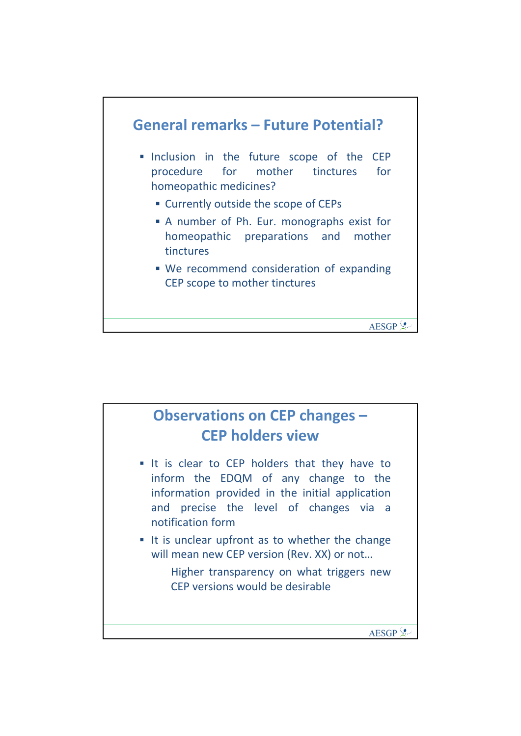## General remarks – Future Potential?

- Inclusion in the future scope of the CEP procedure for mother tinctures for homeopathic medicines?
  - Currently outside the scope of CEPs
  - A number of Ph. Eur. monographs exist for homeopathic preparations and mother tinctures
  - We recommend consideration of expanding CEP scope to mother tinctures

AESGP

## Observations on CEP changes – CEP holders view

- It is clear to CEP holders that they have to inform the EDQM of any change to the information provided in the initial application and precise the level of changes via a notification form
- It is unclear upfront as to whether the change will mean new CEP version (Rev. XX) or not…

  Higher transparency on what triggers new CEP versions would be desirable

AESGP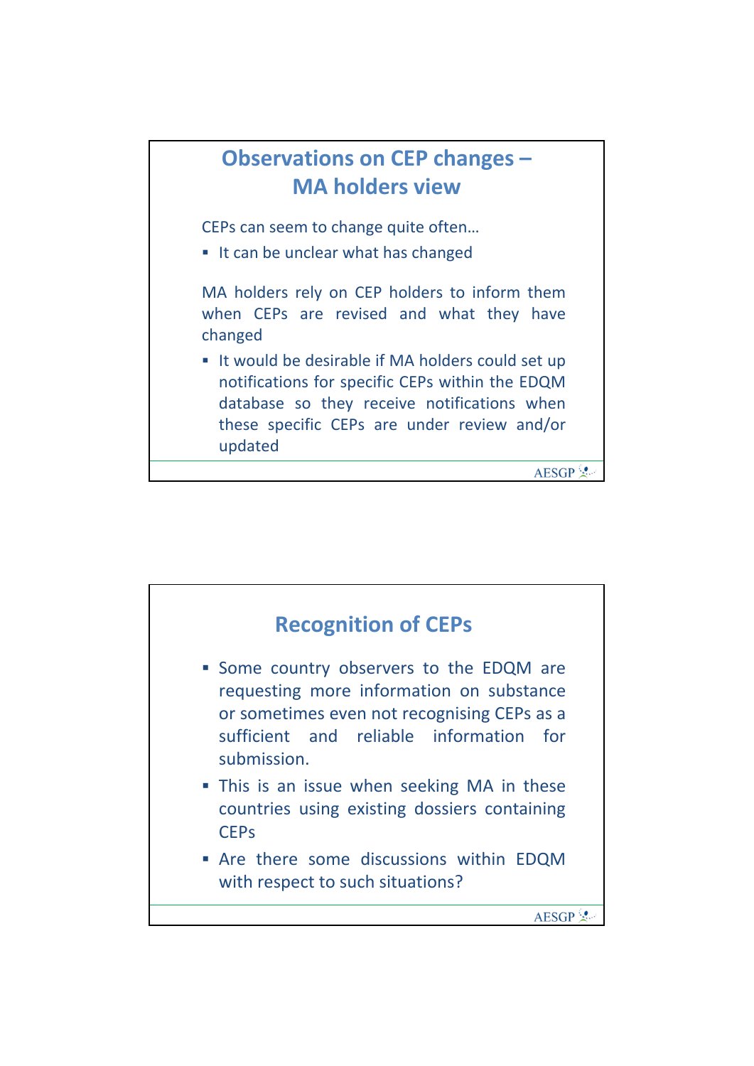## Observations on CEP changes – MA holders view

CEPs can seem to change quite often…

- It can be unclear what has changed

MA holders rely on CEP holders to inform them when CEPs are revised and what they have changed

- It would be desirable if MA holders could set up notifications for specific CEPs within the EDQM database so they receive notifications when these specific CEPs are under review and/or updated

AESGP

## Recognition of CEPs

- Some country observers to the EDQM are requesting more information on substance or sometimes even not recognising CEPs as a sufficient and reliable information for submission.
- This is an issue when seeking MA in these countries using existing dossiers containing CEPs
- Are there some discussions within EDQM with respect to such situations?

AESGP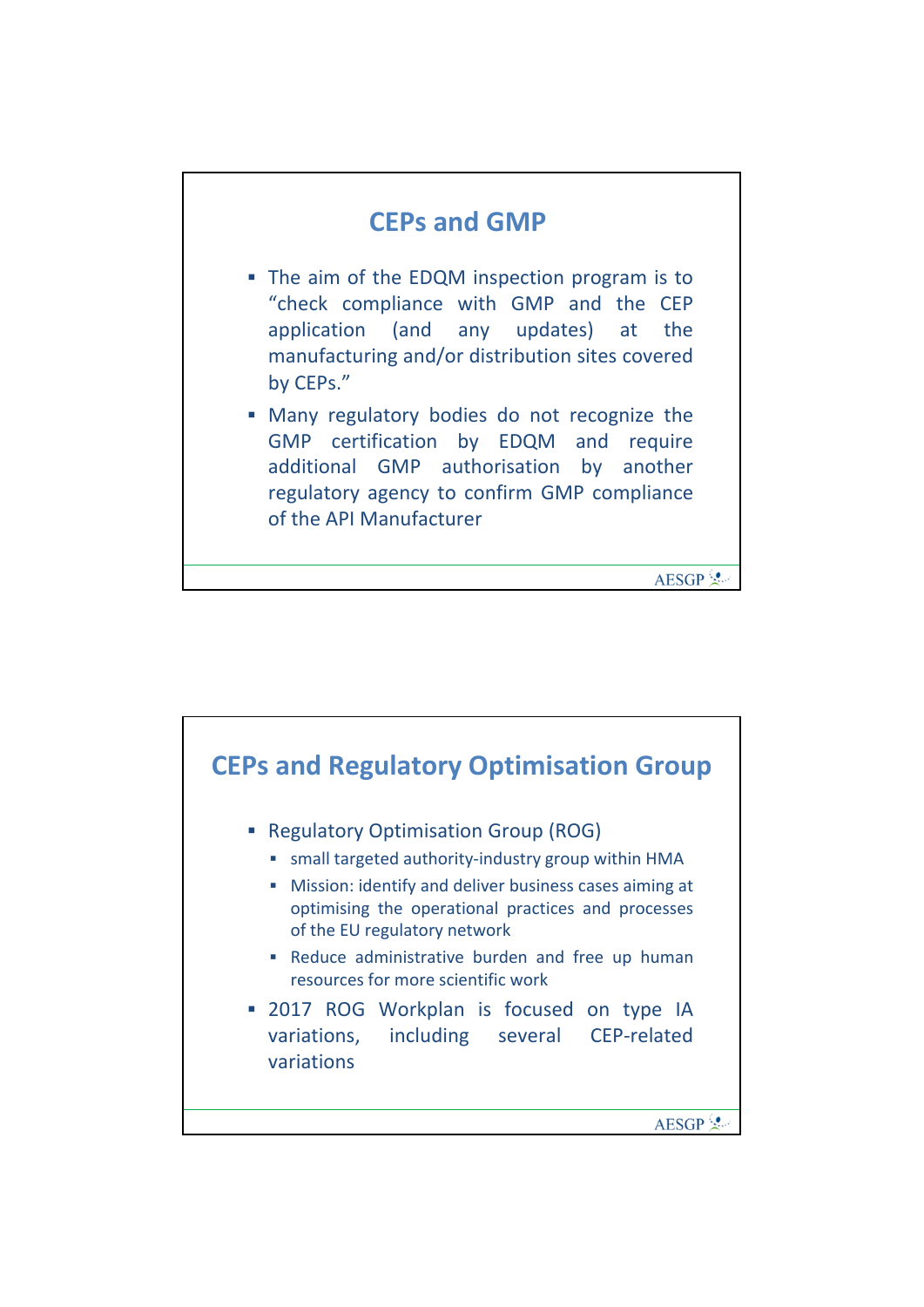## CEPs and GMP

- The aim of the EDQM inspection program is to "check compliance with GMP and the CEP application (and any updates) at the manufacturing and/or distribution sites covered by CEPs."
- Many regulatory bodies do not recognize the GMP certification by EDQM and require additional GMP authorisation by another regulatory agency to confirm GMP compliance of the API Manufacturer

## CEPs and Regulatory Optimisation Group

- Regulatory Optimisation Group (ROG)
  - small targeted authority-industry group within HMA
  - Mission: identify and deliver business cases aiming at optimising the operational practices and processes of the EU regulatory network
  - Reduce administrative burden and free up human resources for more scientific work
- 2017 ROG Workplan is focused on type IA variations, including several CEP-related variations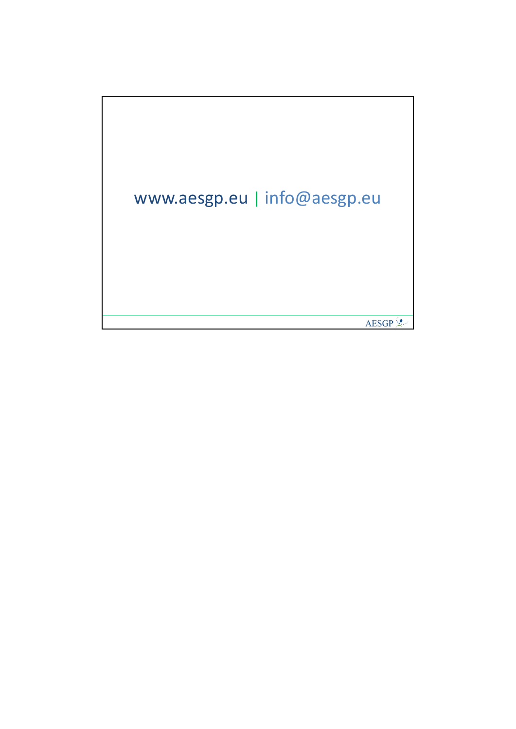www.aesgp.eu | info@aesgp.eu

AESGP